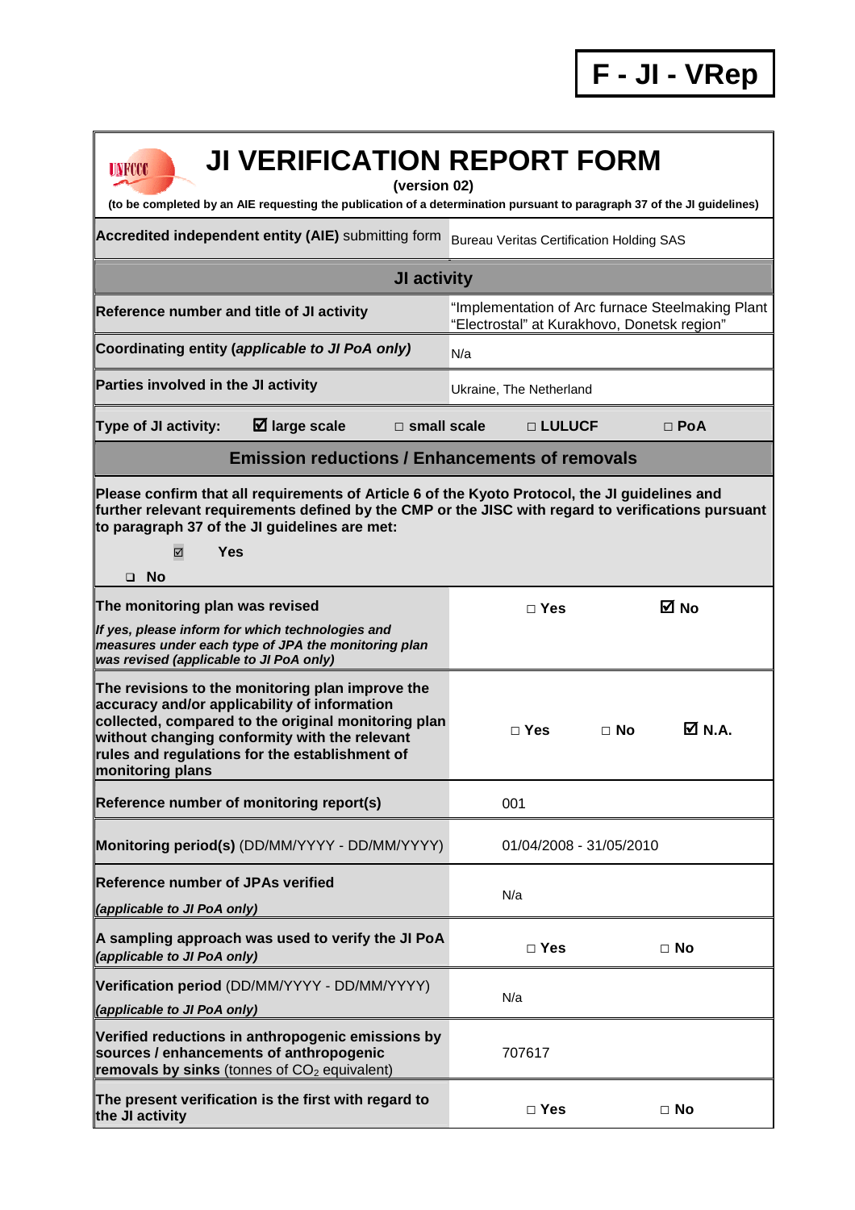**F - JI - VRep**

# JI VERIFICATION REPORT FORM

**(version 02)**

**(to be completed by an AIE requesting the publication of a determination pursuant to paragraph 37 of the JI guidelines)**

| | |
|---|---|
| **Accredited independent entity (AIE)** submitting form | Bureau Veritas Certification Holding SAS |

## JI activity

| | |
|---|---|
| **Reference number and title of JI activity** | "Implementation of Arc furnace Steelmaking Plant "Electrostal" at Kurakhovo, Donetsk region" |
| **Coordinating entity (*applicable to JI PoA only*)** | N/a |
| **Parties involved in the JI activity** | Ukraine, The Netherland |

**Type of JI activity:** ☑ **large scale** □ **small scale** □ **LULUCF** □ **PoA**

## Emission reductions / Enhancements of removals

**Please confirm that all requirements of Article 6 of the Kyoto Protocol, the JI guidelines and further relevant requirements defined by the CMP or the JISC with regard to verifications pursuant to paragraph 37 of the JI guidelines are met:**

☑ **Yes**

□ **No**

| | | | |
|---|---|---|---|
| **The monitoring plan was revised**<br>***If yes, please inform for which technologies and measures under each type of JPA the monitoring plan was revised (applicable to JI PoA only)*** | □ **Yes** | | ☑ **No** |
| **The revisions to the monitoring plan improve the accuracy and/or applicability of information collected, compared to the original monitoring plan without changing conformity with the relevant rules and regulations for the establishment of monitoring plans** | □ **Yes** | □ **No** | ☑ **N.A.** |
| **Reference number of monitoring report(s)** | 001 | | |
| **Monitoring period(s)** (DD/MM/YYYY - DD/MM/YYYY) | 01/04/2008 - 31/05/2010 | | |
| **Reference number of JPAs verified**<br>***(applicable to JI PoA only)*** | N/a | | |
| **A sampling approach was used to verify the JI PoA** ***(applicable to JI PoA only)*** | □ **Yes** | | □ **No** |
| **Verification period** (DD/MM/YYYY - DD/MM/YYYY)<br>***(applicable to JI PoA only)*** | N/a | | |
| **Verified reductions in anthropogenic emissions by sources / enhancements of anthropogenic removals by sinks** (tonnes of $CO_2$ equivalent) | 707617 | | |
| **The present verification is the first with regard to the JI activity** | □ **Yes** | | □ **No** |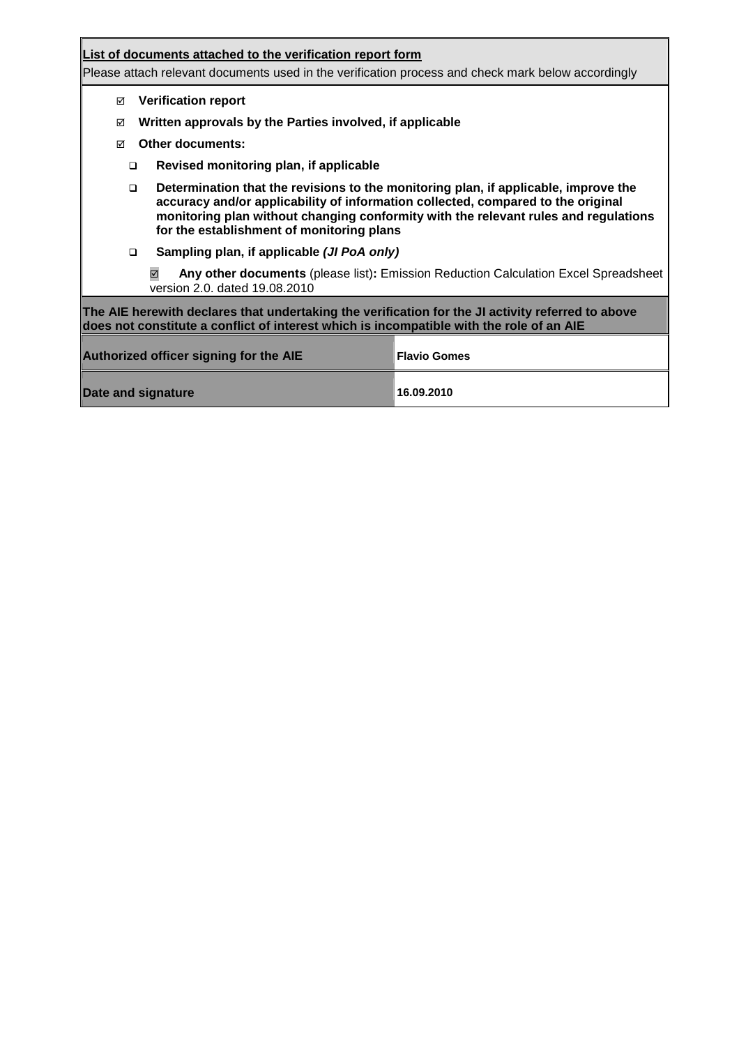**List of documents attached to the verification report form**

Please attach relevant documents used in the verification process and check mark below accordingly

- ☑ **Verification report**
- ☑ **Written approvals by the Parties involved, if applicable**
- ☑ **Other documents:**
  - ❑ **Revised monitoring plan, if applicable**
  - ❑ **Determination that the revisions to the monitoring plan, if applicable, improve the accuracy and/or applicability of information collected, compared to the original monitoring plan without changing conformity with the relevant rules and regulations for the establishment of monitoring plans**
  - ❑ **Sampling plan, if applicable *(JI PoA only)***
  - ☑ **Any other documents** (please list)**:** Emission Reduction Calculation Excel Spreadsheet version 2.0. dated 19.08.2010

**The AIE herewith declares that undertaking the verification for the JI activity referred to above does not constitute a conflict of interest which is incompatible with the role of an AIE**

| | |
|---|---|
| **Authorized officer signing for the AIE** | **Flavio Gomes** |
| **Date and signature** | **16.09.2010** |